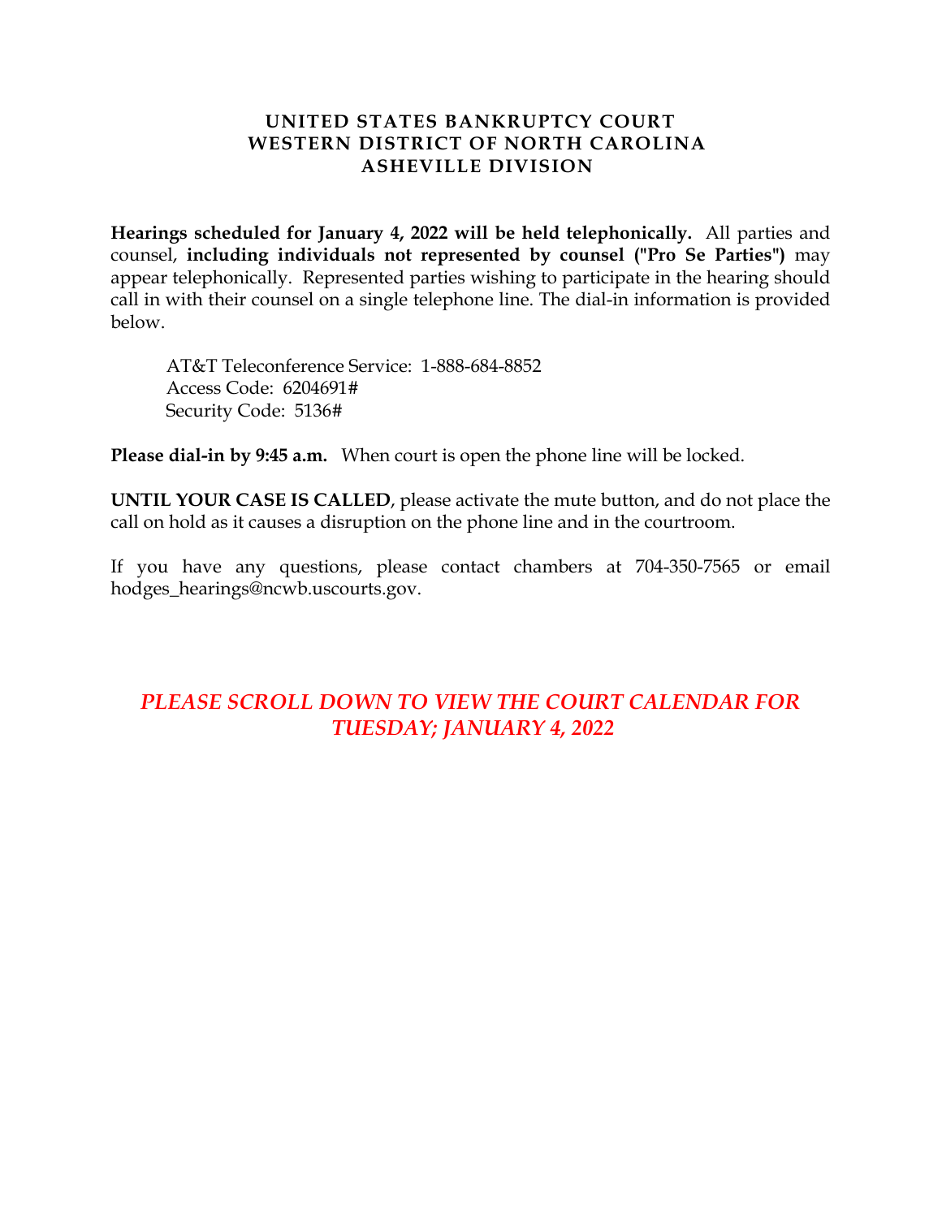# UNITED STATES BANKRUPTCY COURT
# WESTERN DISTRICT OF NORTH CAROLINA
# ASHEVILLE DIVISION

**Hearings scheduled for January 4, 2022 will be held telephonically.** All parties and counsel, **including individuals not represented by counsel ("Pro Se Parties")** may appear telephonically. Represented parties wishing to participate in the hearing should call in with their counsel on a single telephone line. The dial-in information is provided below.

AT&T Teleconference Service: 1-888-684-8852
Access Code: 6204691#
Security Code: 5136#

**Please dial-in by 9:45 a.m.** When court is open the phone line will be locked.

**UNTIL YOUR CASE IS CALLED**, please activate the mute button, and do not place the call on hold as it causes a disruption on the phone line and in the courtroom.

If you have any questions, please contact chambers at 704-350-7565 or email hodges_hearings@ncwb.uscourts.gov.

***PLEASE SCROLL DOWN TO VIEW THE COURT CALENDAR FOR TUESDAY; JANUARY 4, 2022***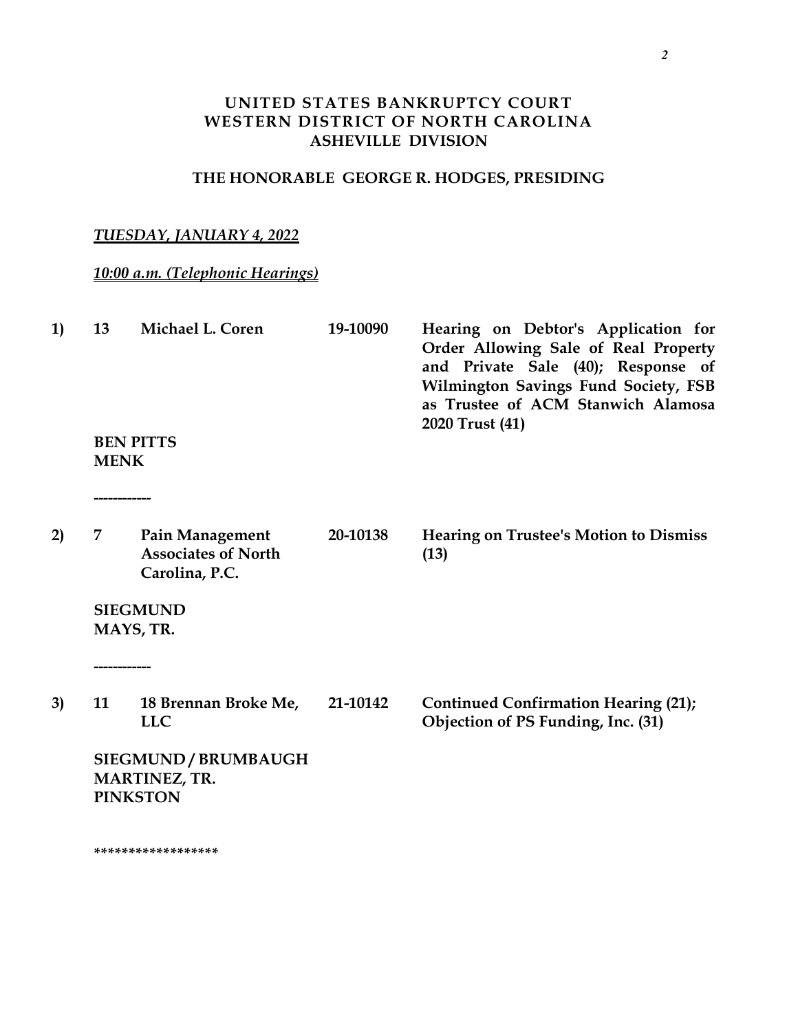**UNITED STATES BANKRUPTCY COURT**
**WESTERN DISTRICT OF NORTH CAROLINA**
**ASHEVILLE DIVISION**

**THE HONORABLE GEORGE R. HODGES, PRESIDING**

***TUESDAY, JANUARY 4, 2022***

***10:00 a.m. (Telephonic Hearings)***

**1) 13 Michael L. Coren 19-10090 Hearing on Debtor's Application for Order Allowing Sale of Real Property and Private Sale (40); Response of Wilmington Savings Fund Society, FSB as Trustee of ACM Stanwich Alamosa 2020 Trust (41)**

**BEN PITTS**
**MENK**

------------

**2) 7 Pain Management Associates of North Carolina, P.C. 20-10138 Hearing on Trustee's Motion to Dismiss (13)**

**SIEGMUND**
**MAYS, TR.**

------------

**3) 11 18 Brennan Broke Me, LLC 21-10142 Continued Confirmation Hearing (21); Objection of PS Funding, Inc. (31)**

**SIEGMUND / BRUMBAUGH**
**MARTINEZ, TR.**
**PINKSTON**

*****************